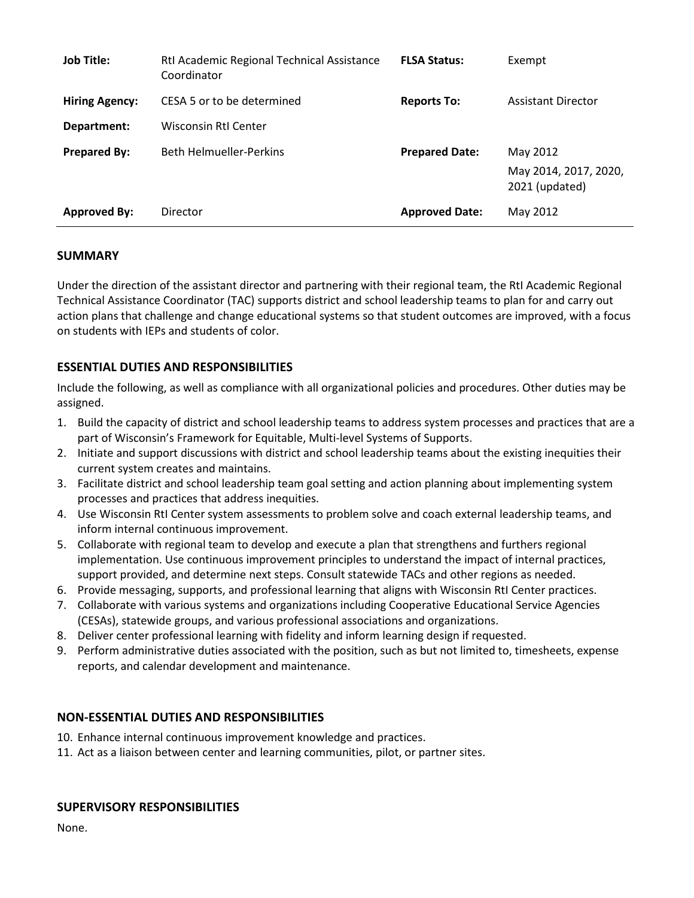| | | | |
|---|---|---|---|
| **Job Title:** | RtI Academic Regional Technical Assistance Coordinator | **FLSA Status:** | Exempt |
| **Hiring Agency:** | CESA 5 or to be determined | **Reports To:** | Assistant Director |
| **Department:** | Wisconsin RtI Center | | |
| **Prepared By:** | Beth Helmueller-Perkins | **Prepared Date:** | May 2012<br>May 2014, 2017, 2020, 2021 (updated) |
| **Approved By:** | Director | **Approved Date:** | May 2012 |

## SUMMARY

Under the direction of the assistant director and partnering with their regional team, the RtI Academic Regional Technical Assistance Coordinator (TAC) supports district and school leadership teams to plan for and carry out action plans that challenge and change educational systems so that student outcomes are improved, with a focus on students with IEPs and students of color.

## ESSENTIAL DUTIES AND RESPONSIBILITIES

Include the following, as well as compliance with all organizational policies and procedures. Other duties may be assigned.

1. Build the capacity of district and school leadership teams to address system processes and practices that are a part of Wisconsin's Framework for Equitable, Multi-level Systems of Supports.
2. Initiate and support discussions with district and school leadership teams about the existing inequities their current system creates and maintains.
3. Facilitate district and school leadership team goal setting and action planning about implementing system processes and practices that address inequities.
4. Use Wisconsin RtI Center system assessments to problem solve and coach external leadership teams, and inform internal continuous improvement.
5. Collaborate with regional team to develop and execute a plan that strengthens and furthers regional implementation. Use continuous improvement principles to understand the impact of internal practices, support provided, and determine next steps. Consult statewide TACs and other regions as needed.
6. Provide messaging, supports, and professional learning that aligns with Wisconsin RtI Center practices.
7. Collaborate with various systems and organizations including Cooperative Educational Service Agencies (CESAs), statewide groups, and various professional associations and organizations.
8. Deliver center professional learning with fidelity and inform learning design if requested.
9. Perform administrative duties associated with the position, such as but not limited to, timesheets, expense reports, and calendar development and maintenance.

## NON-ESSENTIAL DUTIES AND RESPONSIBILITIES

10. Enhance internal continuous improvement knowledge and practices.
11. Act as a liaison between center and learning communities, pilot, or partner sites.

## SUPERVISORY RESPONSIBILITIES

None.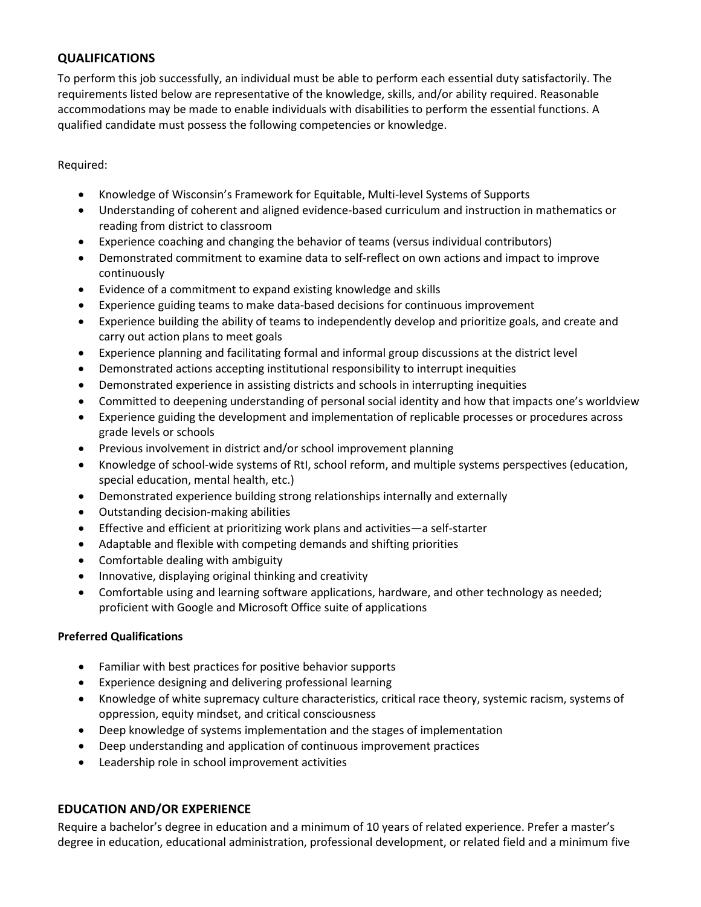## QUALIFICATIONS

To perform this job successfully, an individual must be able to perform each essential duty satisfactorily. The requirements listed below are representative of the knowledge, skills, and/or ability required. Reasonable accommodations may be made to enable individuals with disabilities to perform the essential functions. A qualified candidate must possess the following competencies or knowledge.

Required:

- Knowledge of Wisconsin's Framework for Equitable, Multi-level Systems of Supports
- Understanding of coherent and aligned evidence-based curriculum and instruction in mathematics or reading from district to classroom
- Experience coaching and changing the behavior of teams (versus individual contributors)
- Demonstrated commitment to examine data to self-reflect on own actions and impact to improve continuously
- Evidence of a commitment to expand existing knowledge and skills
- Experience guiding teams to make data-based decisions for continuous improvement
- Experience building the ability of teams to independently develop and prioritize goals, and create and carry out action plans to meet goals
- Experience planning and facilitating formal and informal group discussions at the district level
- Demonstrated actions accepting institutional responsibility to interrupt inequities
- Demonstrated experience in assisting districts and schools in interrupting inequities
- Committed to deepening understanding of personal social identity and how that impacts one's worldview
- Experience guiding the development and implementation of replicable processes or procedures across grade levels or schools
- Previous involvement in district and/or school improvement planning
- Knowledge of school-wide systems of RtI, school reform, and multiple systems perspectives (education, special education, mental health, etc.)
- Demonstrated experience building strong relationships internally and externally
- Outstanding decision-making abilities
- Effective and efficient at prioritizing work plans and activities—a self-starter
- Adaptable and flexible with competing demands and shifting priorities
- Comfortable dealing with ambiguity
- Innovative, displaying original thinking and creativity
- Comfortable using and learning software applications, hardware, and other technology as needed; proficient with Google and Microsoft Office suite of applications

**Preferred Qualifications**

- Familiar with best practices for positive behavior supports
- Experience designing and delivering professional learning
- Knowledge of white supremacy culture characteristics, critical race theory, systemic racism, systems of oppression, equity mindset, and critical consciousness
- Deep knowledge of systems implementation and the stages of implementation
- Deep understanding and application of continuous improvement practices
- Leadership role in school improvement activities

## EDUCATION AND/OR EXPERIENCE

Require a bachelor's degree in education and a minimum of 10 years of related experience. Prefer a master's degree in education, educational administration, professional development, or related field and a minimum five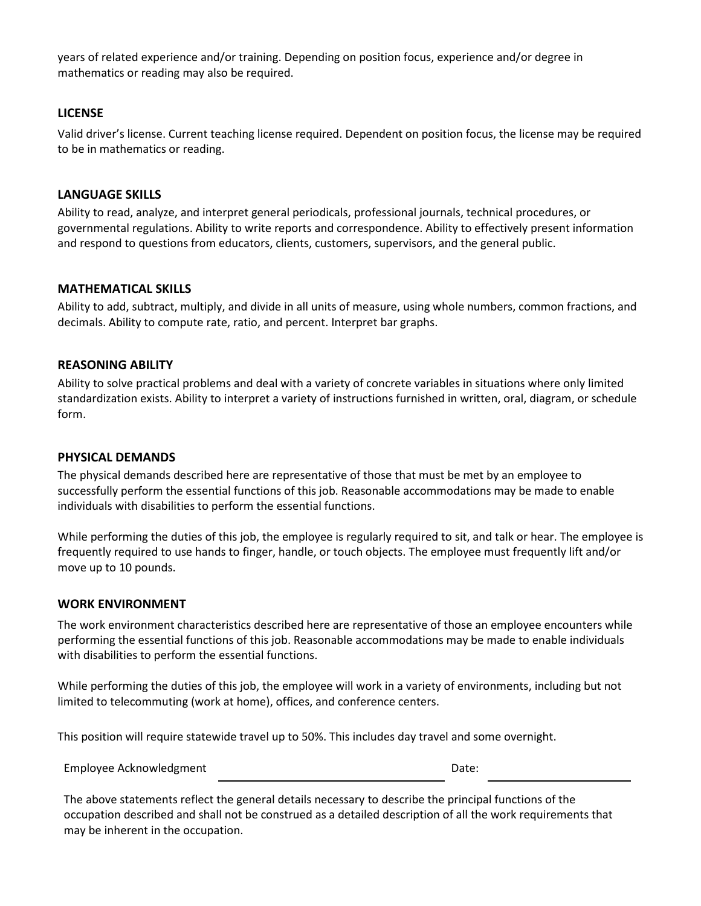years of related experience and/or training. Depending on position focus, experience and/or degree in mathematics or reading may also be required.

## LICENSE

Valid driver's license. Current teaching license required. Dependent on position focus, the license may be required to be in mathematics or reading.

## LANGUAGE SKILLS

Ability to read, analyze, and interpret general periodicals, professional journals, technical procedures, or governmental regulations. Ability to write reports and correspondence. Ability to effectively present information and respond to questions from educators, clients, customers, supervisors, and the general public.

## MATHEMATICAL SKILLS

Ability to add, subtract, multiply, and divide in all units of measure, using whole numbers, common fractions, and decimals. Ability to compute rate, ratio, and percent. Interpret bar graphs.

## REASONING ABILITY

Ability to solve practical problems and deal with a variety of concrete variables in situations where only limited standardization exists. Ability to interpret a variety of instructions furnished in written, oral, diagram, or schedule form.

## PHYSICAL DEMANDS

The physical demands described here are representative of those that must be met by an employee to successfully perform the essential functions of this job. Reasonable accommodations may be made to enable individuals with disabilities to perform the essential functions.

While performing the duties of this job, the employee is regularly required to sit, and talk or hear. The employee is frequently required to use hands to finger, handle, or touch objects. The employee must frequently lift and/or move up to 10 pounds.

## WORK ENVIRONMENT

The work environment characteristics described here are representative of those an employee encounters while performing the essential functions of this job. Reasonable accommodations may be made to enable individuals with disabilities to perform the essential functions.

While performing the duties of this job, the employee will work in a variety of environments, including but not limited to telecommuting (work at home), offices, and conference centers.

This position will require statewide travel up to 50%. This includes day travel and some overnight.

Employee Acknowledgment ______________________ Date: ______________

The above statements reflect the general details necessary to describe the principal functions of the occupation described and shall not be construed as a detailed description of all the work requirements that may be inherent in the occupation.